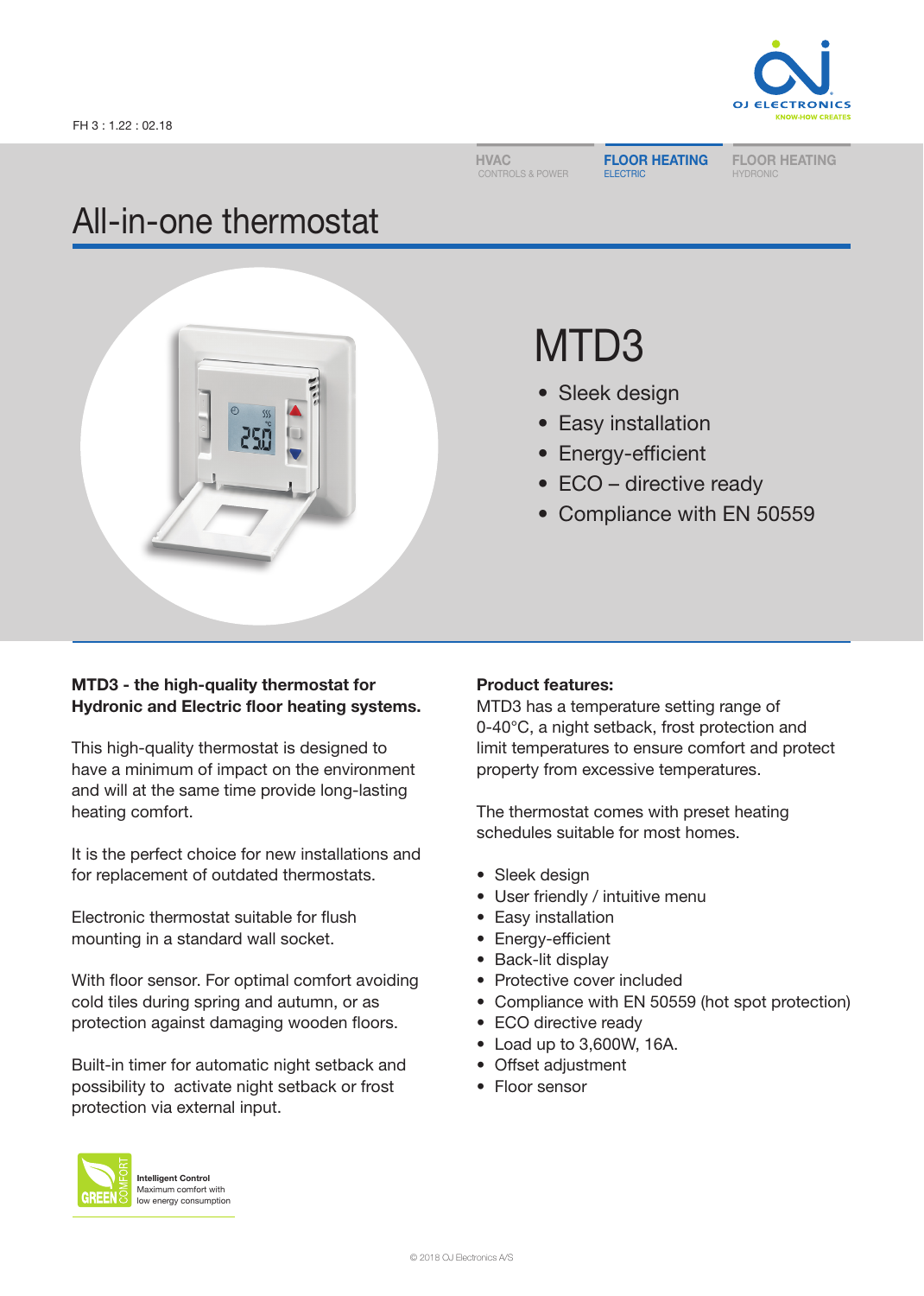FH 3 : 1.22 : 02.18

HVAC
CONTROLS & POWER

**FLOOR HEATING**
ELECTRIC

FLOOR HEATING
HYDRONIC

# All-in-one thermostat

## MTD3

- Sleek design
- Easy installation
- Energy-efficient
- ECO – directive ready
- Compliance with EN 50559

**MTD3 - the high-quality thermostat for Hydronic and Electric floor heating systems.**

This high-quality thermostat is designed to have a minimum of impact on the environment and will at the same time provide long-lasting heating comfort.

It is the perfect choice for new installations and for replacement of outdated thermostats.

Electronic thermostat suitable for flush mounting in a standard wall socket.

With floor sensor. For optimal comfort avoiding cold tiles during spring and autumn, or as protection against damaging wooden floors.

Built-in timer for automatic night setback and possibility to activate night setback or frost protection via external input.

**Product features:**
MTD3 has a temperature setting range of 0-40°C, a night setback, frost protection and limit temperatures to ensure comfort and protect property from excessive temperatures.

The thermostat comes with preset heating schedules suitable for most homes.

- Sleek design
- User friendly / intuitive menu
- Easy installation
- Energy-efficient
- Back-lit display
- Protective cover included
- Compliance with EN 50559 (hot spot protection)
- ECO directive ready
- Load up to 3,600W, 16A.
- Offset adjustment
- Floor sensor

GREEN COMFORT
**Intelligent Control**
Maximum comfort with low energy consumption

© 2018 OJ Electronics A/S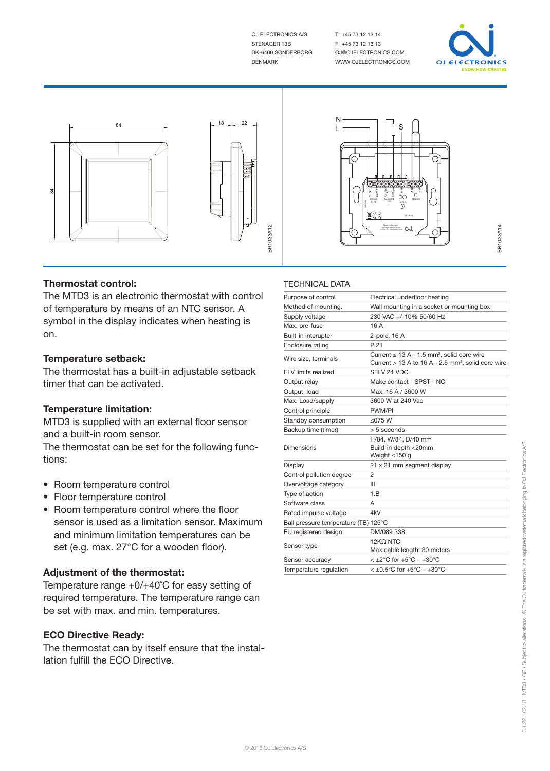OJ ELECTRONICS A/S
STENAGER 13B
DK-6400 SØNDERBORG
DENMARK

T. +45 73 12 13 14
F. +45 73 12 13 13
OJ@OJELECTRONICS.COM
WWW.OJELECTRONICS.COM

84
84
18
22
BR1033A12

N
L
S
BR1033A14

### Thermostat control:

The MTD3 is an electronic thermostat with control of temperature by means of an NTC sensor. A symbol in the display indicates when heating is on.

### Temperature setback:

The thermostat has a built-in adjustable setback timer that can be activated.

### Temperature limitation:

MTD3 is supplied with an external floor sensor and a built-in room sensor.
The thermostat can be set for the following functions:

- Room temperature control
- Floor temperature control
- Room temperature control where the floor sensor is used as a limitation sensor. Maximum and minimum limitation temperatures can be set (e.g. max. 27°C for a wooden floor).

### Adjustment of the thermostat:

Temperature range +0/+40˚C for easy setting of required temperature. The temperature range can be set with max. and min. temperatures.

### ECO Directive Ready:

The thermostat can by itself ensure that the installation fulfill the ECO Directive.

TECHNICAL DATA

| | |
|---|---|
| Purpose of control | Electrical underfloor heating |
| Method of mounting. | Wall mounting in a socket or mounting box |
| Supply voltage | 230 VAC +/-10% 50/60 Hz |
| Max. pre-fuse | 16 A |
| Built-in interupter | 2-pole, 16 A |
| Enclosure rating | P 21 |
| Wire size, terminals | Current ≤ 13 A - 1.5 mm², solid core wire<br>Current > 13 A to 16 A - 2.5 mm², solid core wire |
| ELV limits realized | SELV 24 VDC |
| Output relay | Make contact - SPST - NO |
| Output, load | Max. 16 A / 3600 W |
| Max. Load/supply | 3600 W at 240 Vac |
| Control principle | PWM/PI |
| Standby consumption | ≤075 W |
| Backup time (timer) | > 5 seconds |
| Dimensions | H/84, W/84, D/40 mm<br>Build-in depth <20mm<br>Weight ≤150 g |
| Display | 21 x 21 mm segment display |
| Control pollution degree | 2 |
| Overvoltage category | III |
| Type of action | 1.B |
| Software class | A |
| Rated impulse voltage | 4kV |
| Ball pressure temperature (TB) | 125°C |
| EU registered design | DM/089 338 |
| Sensor type | 12KΩ NTC<br>Max cable length: 30 meters |
| Sensor accuracy | < ±2°C for +5°C – +30°C |
| Temperature regulation | < ±0.5°C for +5°C – +30°C |

3.1.22 · 02.18 · MTD3 · GB · Subject to alterations · ® The OJ trademark is a registered trademark belonging to OJ Electronics A/S

© 2018 OJ Electronics A/S